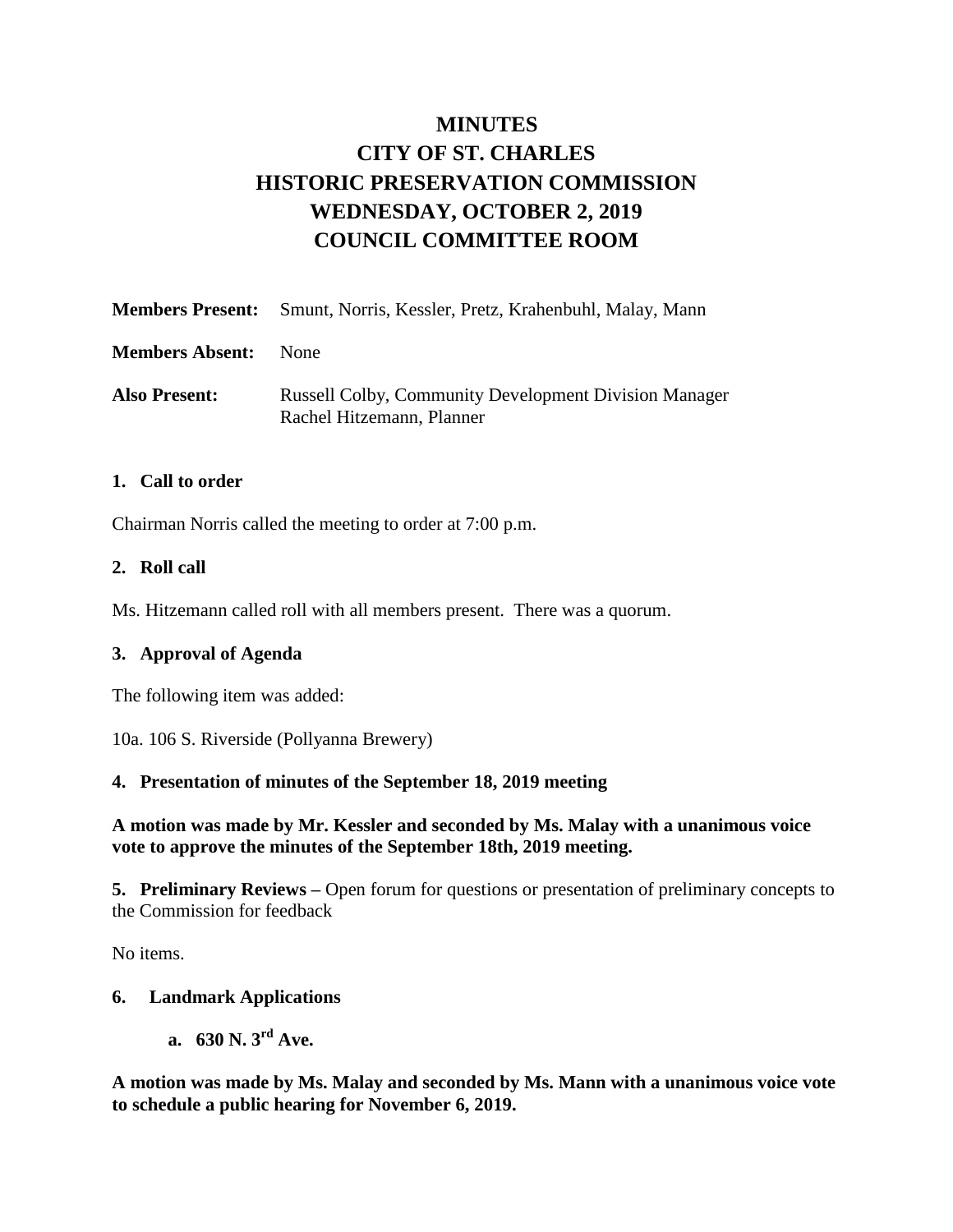# MINUTES
# CITY OF ST. CHARLES
# HISTORIC PRESERVATION COMMISSION
# WEDNESDAY, OCTOBER 2, 2019
# COUNCIL COMMITTEE ROOM

**Members Present:** Smunt, Norris, Kessler, Pretz, Krahenbuhl, Malay, Mann

**Members Absent:** None

**Also Present:** Russell Colby, Community Development Division Manager
Rachel Hitzemann, Planner

**1. Call to order**

Chairman Norris called the meeting to order at 7:00 p.m.

**2. Roll call**

Ms. Hitzemann called roll with all members present. There was a quorum.

**3. Approval of Agenda**

The following item was added:

10a. 106 S. Riverside (Pollyanna Brewery)

**4. Presentation of minutes of the September 18, 2019 meeting**

**A motion was made by Mr. Kessler and seconded by Ms. Malay with a unanimous voice vote to approve the minutes of the September 18th, 2019 meeting.**

**5. Preliminary Reviews –** Open forum for questions or presentation of preliminary concepts to the Commission for feedback

No items.

**6. Landmark Applications**

**a. 630 N. 3rd Ave.**

**A motion was made by Ms. Malay and seconded by Ms. Mann with a unanimous voice vote to schedule a public hearing for November 6, 2019.**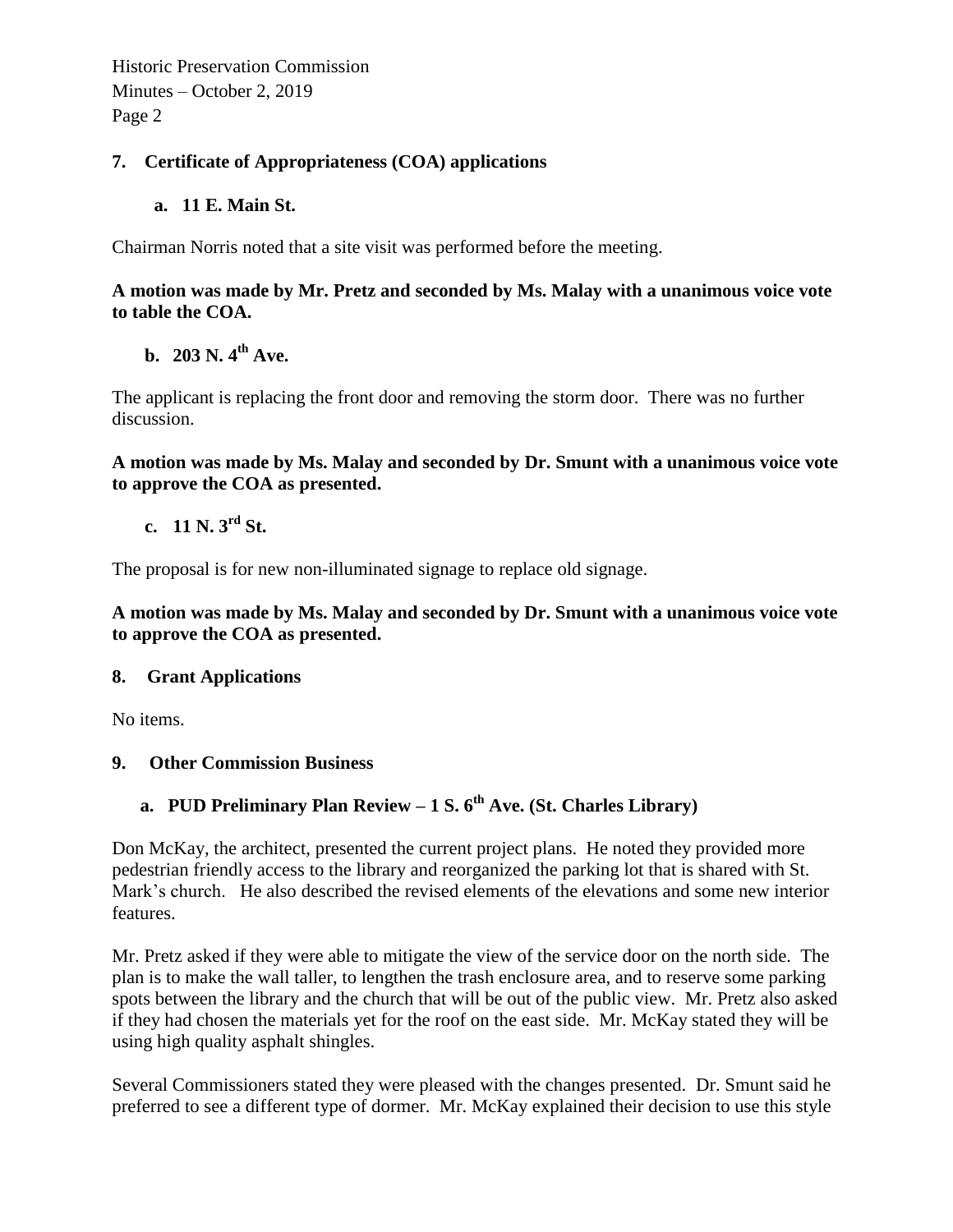## 7. Certificate of Appropriateness (COA) applications

### a. 11 E. Main St.

Chairman Norris noted that a site visit was performed before the meeting.

**A motion was made by Mr. Pretz and seconded by Ms. Malay with a unanimous voice vote to table the COA.**

### b. 203 N. 4th Ave.

The applicant is replacing the front door and removing the storm door. There was no further discussion.

**A motion was made by Ms. Malay and seconded by Dr. Smunt with a unanimous voice vote to approve the COA as presented.**

### c. 11 N. 3rd St.

The proposal is for new non-illuminated signage to replace old signage.

**A motion was made by Ms. Malay and seconded by Dr. Smunt with a unanimous voice vote to approve the COA as presented.**

## 8. Grant Applications

No items.

## 9. Other Commission Business

### a. PUD Preliminary Plan Review – 1 S. 6th Ave. (St. Charles Library)

Don McKay, the architect, presented the current project plans. He noted they provided more pedestrian friendly access to the library and reorganized the parking lot that is shared with St. Mark's church. He also described the revised elements of the elevations and some new interior features.

Mr. Pretz asked if they were able to mitigate the view of the service door on the north side. The plan is to make the wall taller, to lengthen the trash enclosure area, and to reserve some parking spots between the library and the church that will be out of the public view. Mr. Pretz also asked if they had chosen the materials yet for the roof on the east side. Mr. McKay stated they will be using high quality asphalt shingles.

Several Commissioners stated they were pleased with the changes presented. Dr. Smunt said he preferred to see a different type of dormer. Mr. McKay explained their decision to use this style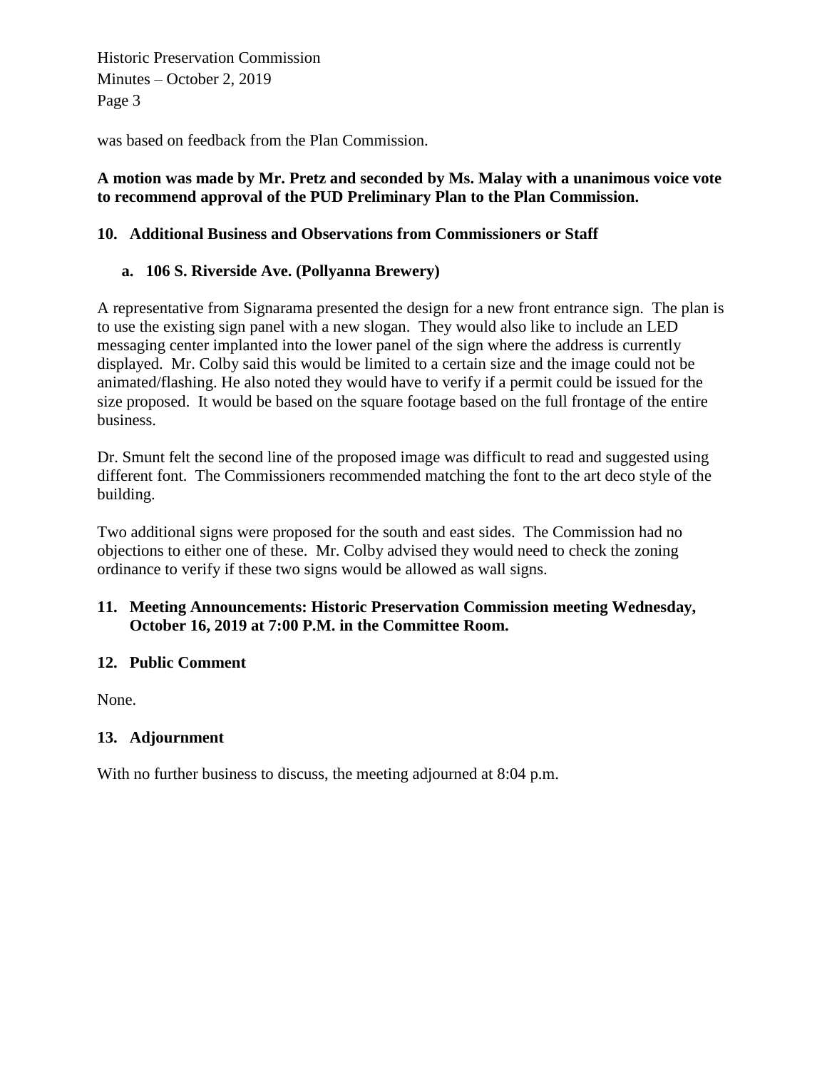was based on feedback from the Plan Commission.

**A motion was made by Mr. Pretz and seconded by Ms. Malay with a unanimous voice vote to recommend approval of the PUD Preliminary Plan to the Plan Commission.**

## 10. Additional Business and Observations from Commissioners or Staff

### a. 106 S. Riverside Ave. (Pollyanna Brewery)

A representative from Signarama presented the design for a new front entrance sign. The plan is to use the existing sign panel with a new slogan. They would also like to include an LED messaging center implanted into the lower panel of the sign where the address is currently displayed. Mr. Colby said this would be limited to a certain size and the image could not be animated/flashing. He also noted they would have to verify if a permit could be issued for the size proposed. It would be based on the square footage based on the full frontage of the entire business.

Dr. Smunt felt the second line of the proposed image was difficult to read and suggested using different font. The Commissioners recommended matching the font to the art deco style of the building.

Two additional signs were proposed for the south and east sides. The Commission had no objections to either one of these. Mr. Colby advised they would need to check the zoning ordinance to verify if these two signs would be allowed as wall signs.

## 11. Meeting Announcements: Historic Preservation Commission meeting Wednesday, October 16, 2019 at 7:00 P.M. in the Committee Room.

## 12. Public Comment

None.

## 13. Adjournment

With no further business to discuss, the meeting adjourned at 8:04 p.m.